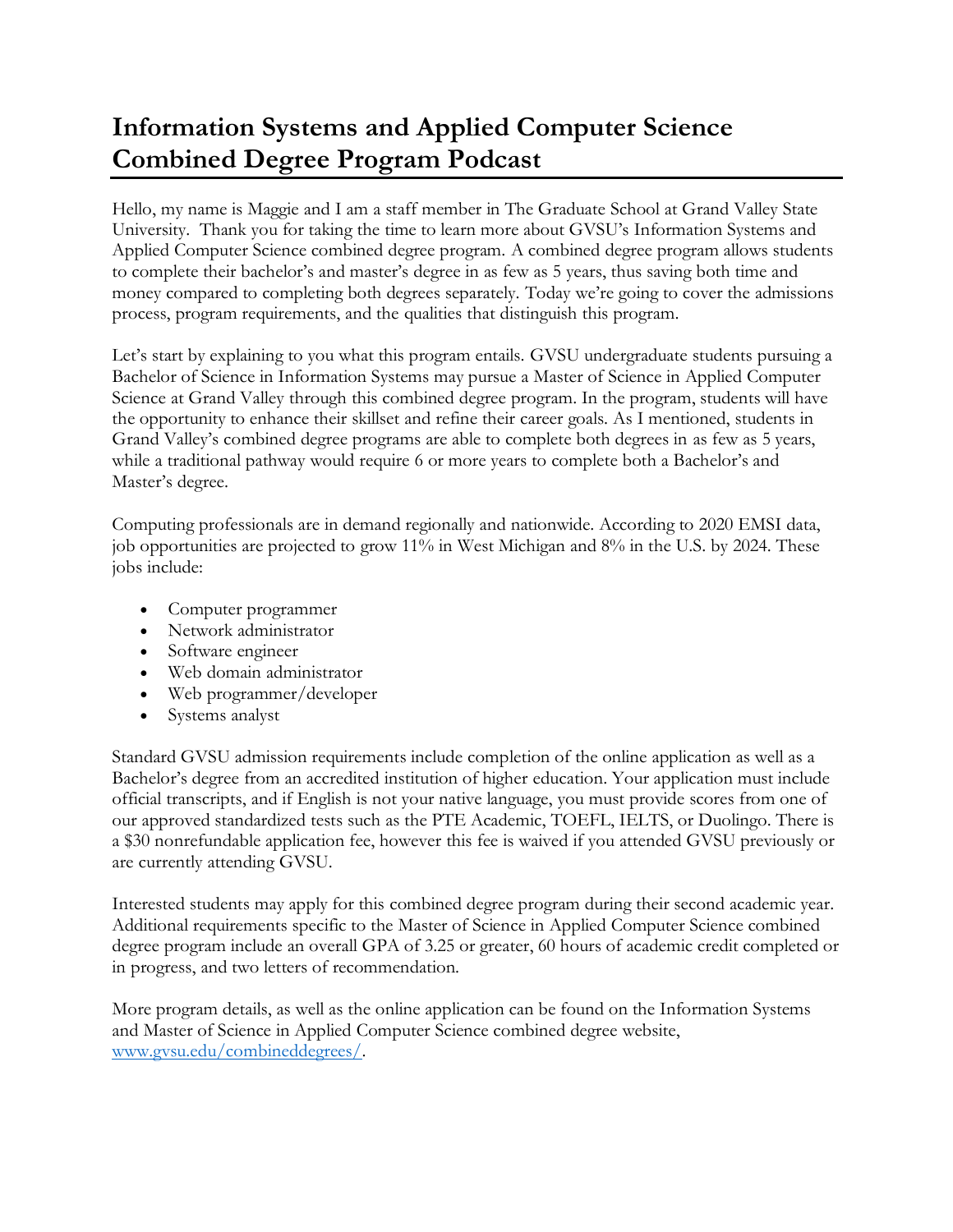# Information Systems and Applied Computer Science Combined Degree Program Podcast

Hello, my name is Maggie and I am a staff member in The Graduate School at Grand Valley State University. Thank you for taking the time to learn more about GVSU's Information Systems and Applied Computer Science combined degree program. A combined degree program allows students to complete their bachelor's and master's degree in as few as 5 years, thus saving both time and money compared to completing both degrees separately. Today we're going to cover the admissions process, program requirements, and the qualities that distinguish this program.

Let's start by explaining to you what this program entails. GVSU undergraduate students pursuing a Bachelor of Science in Information Systems may pursue a Master of Science in Applied Computer Science at Grand Valley through this combined degree program. In the program, students will have the opportunity to enhance their skillset and refine their career goals. As I mentioned, students in Grand Valley's combined degree programs are able to complete both degrees in as few as 5 years, while a traditional pathway would require 6 or more years to complete both a Bachelor's and Master's degree.

Computing professionals are in demand regionally and nationwide. According to 2020 EMSI data, job opportunities are projected to grow 11% in West Michigan and 8% in the U.S. by 2024. These jobs include:

- Computer programmer
- Network administrator
- Software engineer
- Web domain administrator
- Web programmer/developer
- Systems analyst

Standard GVSU admission requirements include completion of the online application as well as a Bachelor's degree from an accredited institution of higher education. Your application must include official transcripts, and if English is not your native language, you must provide scores from one of our approved standardized tests such as the PTE Academic, TOEFL, IELTS, or Duolingo. There is a $30 nonrefundable application fee, however this fee is waived if you attended GVSU previously or are currently attending GVSU.

Interested students may apply for this combined degree program during their second academic year. Additional requirements specific to the Master of Science in Applied Computer Science combined degree program include an overall GPA of 3.25 or greater, 60 hours of academic credit completed or in progress, and two letters of recommendation.

More program details, as well as the online application can be found on the Information Systems and Master of Science in Applied Computer Science combined degree website, [www.gvsu.edu/combineddegrees/](http://www.gvsu.edu/combineddegrees/).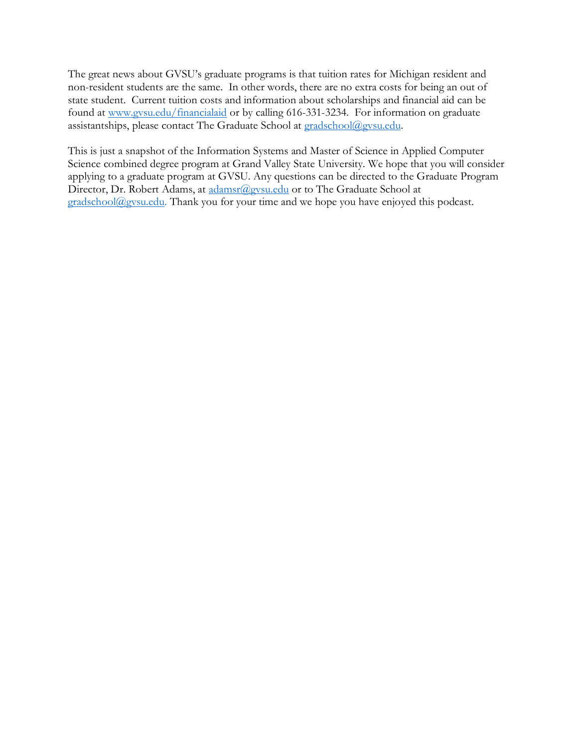The great news about GVSU's graduate programs is that tuition rates for Michigan resident and non-resident students are the same. In other words, there are no extra costs for being an out of state student. Current tuition costs and information about scholarships and financial aid can be found at www.gvsu.edu/financialaid or by calling 616-331-3234. For information on graduate assistantships, please contact The Graduate School at gradschool@gvsu.edu.

This is just a snapshot of the Information Systems and Master of Science in Applied Computer Science combined degree program at Grand Valley State University. We hope that you will consider applying to a graduate program at GVSU. Any questions can be directed to the Graduate Program Director, Dr. Robert Adams, at adamsr@gvsu.edu or to The Graduate School at gradschool@gvsu.edu. Thank you for your time and we hope you have enjoyed this podcast.